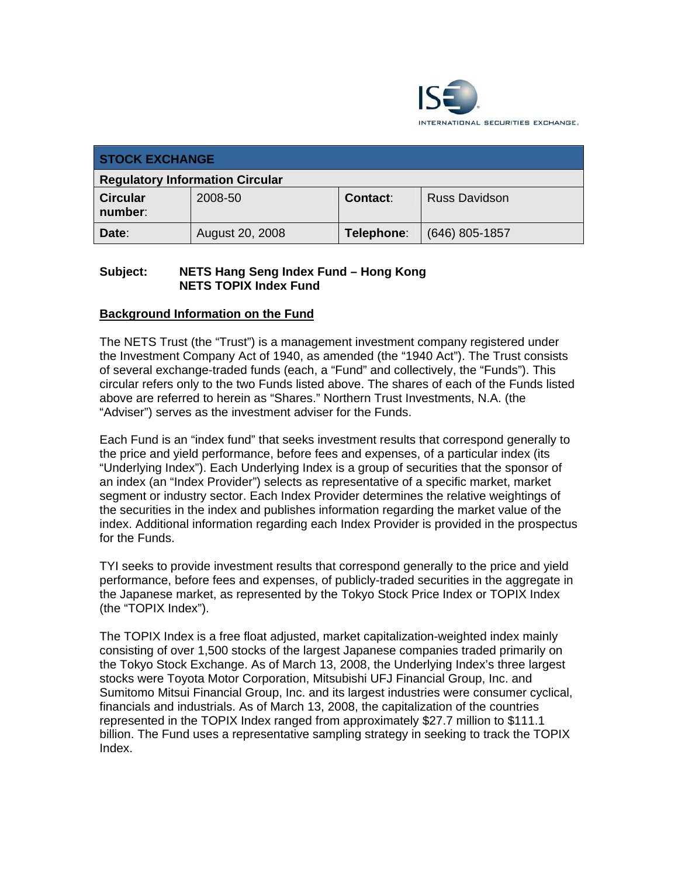ISE INTERNATIONAL SECURITIES EXCHANGE.

| STOCK EXCHANGE | | | |
|---|---|---|---|
| **Regulatory Information Circular** | | | |
| **Circular number**: | 2008-50 | **Contact**: | Russ Davidson |
| **Date**: | August 20, 2008 | **Telephone**: | (646) 805-1857 |

**Subject: NETS Hang Seng Index Fund – Hong Kong**
**NETS TOPIX Index Fund**

## Background Information on the Fund

The NETS Trust (the "Trust") is a management investment company registered under the Investment Company Act of 1940, as amended (the "1940 Act"). The Trust consists of several exchange-traded funds (each, a "Fund" and collectively, the "Funds"). This circular refers only to the two Funds listed above. The shares of each of the Funds listed above are referred to herein as "Shares." Northern Trust Investments, N.A. (the "Adviser") serves as the investment adviser for the Funds.

Each Fund is an "index fund" that seeks investment results that correspond generally to the price and yield performance, before fees and expenses, of a particular index (its "Underlying Index"). Each Underlying Index is a group of securities that the sponsor of an index (an "Index Provider") selects as representative of a specific market, market segment or industry sector. Each Index Provider determines the relative weightings of the securities in the index and publishes information regarding the market value of the index. Additional information regarding each Index Provider is provided in the prospectus for the Funds.

TYI seeks to provide investment results that correspond generally to the price and yield performance, before fees and expenses, of publicly-traded securities in the aggregate in the Japanese market, as represented by the Tokyo Stock Price Index or TOPIX Index (the "TOPIX Index").

The TOPIX Index is a free float adjusted, market capitalization-weighted index mainly consisting of over 1,500 stocks of the largest Japanese companies traded primarily on the Tokyo Stock Exchange. As of March 13, 2008, the Underlying Index's three largest stocks were Toyota Motor Corporation, Mitsubishi UFJ Financial Group, Inc. and Sumitomo Mitsui Financial Group, Inc. and its largest industries were consumer cyclical, financials and industrials. As of March 13, 2008, the capitalization of the countries represented in the TOPIX Index ranged from approximately $27.7 million to $111.1 billion. The Fund uses a representative sampling strategy in seeking to track the TOPIX Index.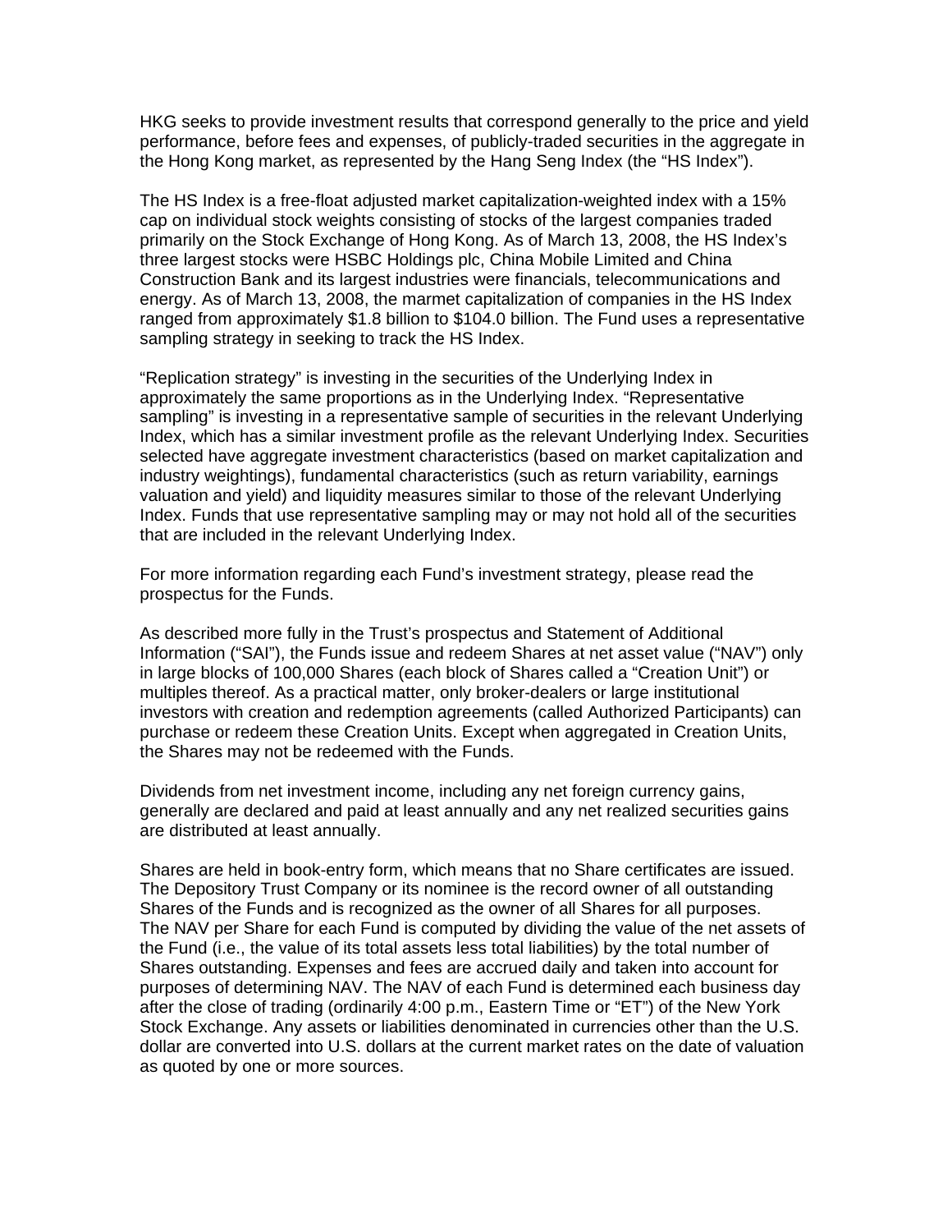HKG seeks to provide investment results that correspond generally to the price and yield performance, before fees and expenses, of publicly-traded securities in the aggregate in the Hong Kong market, as represented by the Hang Seng Index (the "HS Index").

The HS Index is a free-float adjusted market capitalization-weighted index with a 15% cap on individual stock weights consisting of stocks of the largest companies traded primarily on the Stock Exchange of Hong Kong. As of March 13, 2008, the HS Index's three largest stocks were HSBC Holdings plc, China Mobile Limited and China Construction Bank and its largest industries were financials, telecommunications and energy. As of March 13, 2008, the marmet capitalization of companies in the HS Index ranged from approximately $1.8 billion to $104.0 billion. The Fund uses a representative sampling strategy in seeking to track the HS Index.

"Replication strategy" is investing in the securities of the Underlying Index in approximately the same proportions as in the Underlying Index. "Representative sampling" is investing in a representative sample of securities in the relevant Underlying Index, which has a similar investment profile as the relevant Underlying Index. Securities selected have aggregate investment characteristics (based on market capitalization and industry weightings), fundamental characteristics (such as return variability, earnings valuation and yield) and liquidity measures similar to those of the relevant Underlying Index. Funds that use representative sampling may or may not hold all of the securities that are included in the relevant Underlying Index.

For more information regarding each Fund's investment strategy, please read the prospectus for the Funds.

As described more fully in the Trust's prospectus and Statement of Additional Information ("SAI"), the Funds issue and redeem Shares at net asset value ("NAV") only in large blocks of 100,000 Shares (each block of Shares called a "Creation Unit") or multiples thereof. As a practical matter, only broker-dealers or large institutional investors with creation and redemption agreements (called Authorized Participants) can purchase or redeem these Creation Units. Except when aggregated in Creation Units, the Shares may not be redeemed with the Funds.

Dividends from net investment income, including any net foreign currency gains, generally are declared and paid at least annually and any net realized securities gains are distributed at least annually.

Shares are held in book-entry form, which means that no Share certificates are issued. The Depository Trust Company or its nominee is the record owner of all outstanding Shares of the Funds and is recognized as the owner of all Shares for all purposes. The NAV per Share for each Fund is computed by dividing the value of the net assets of the Fund (i.e., the value of its total assets less total liabilities) by the total number of Shares outstanding. Expenses and fees are accrued daily and taken into account for purposes of determining NAV. The NAV of each Fund is determined each business day after the close of trading (ordinarily 4:00 p.m., Eastern Time or "ET") of the New York Stock Exchange. Any assets or liabilities denominated in currencies other than the U.S. dollar are converted into U.S. dollars at the current market rates on the date of valuation as quoted by one or more sources.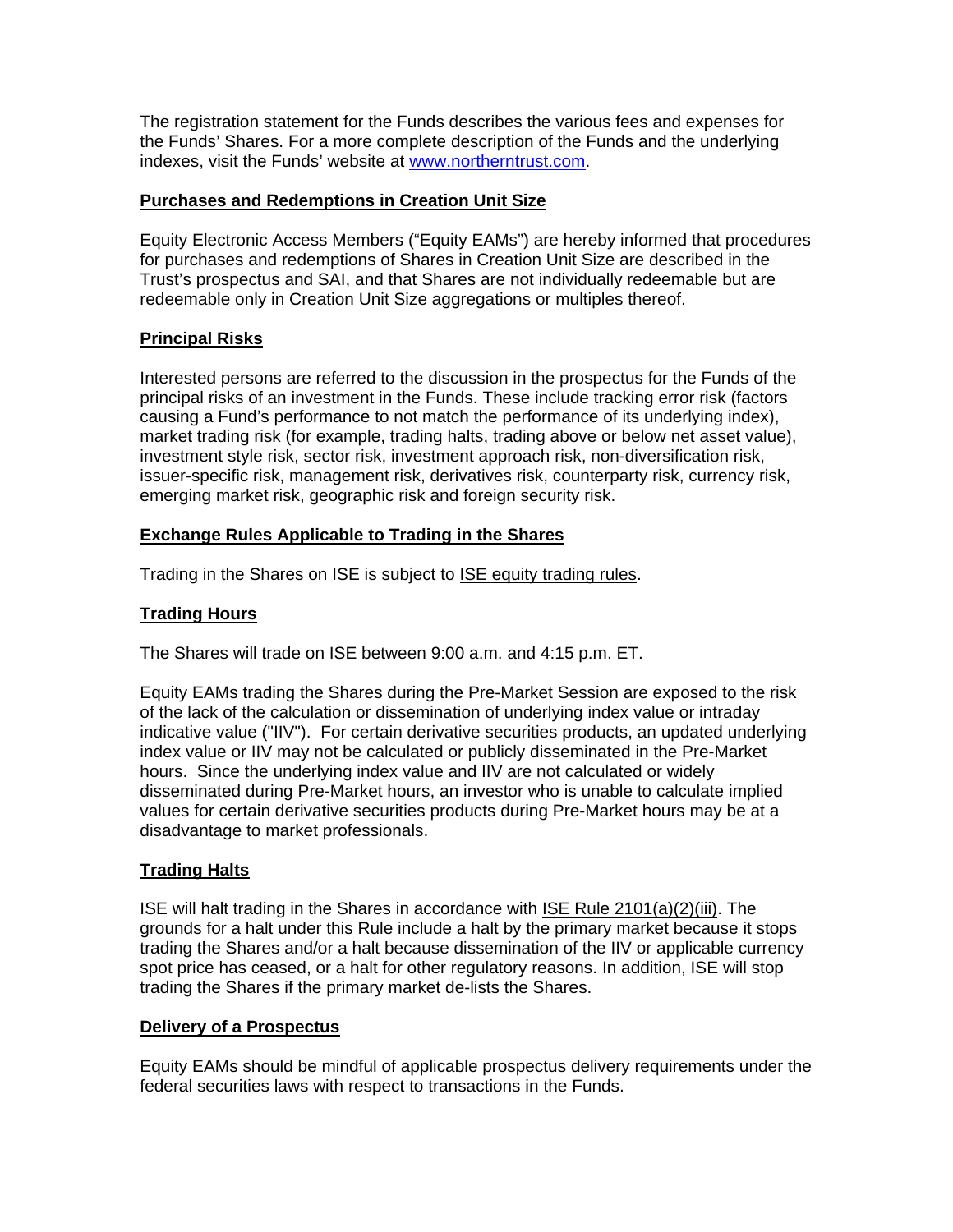The registration statement for the Funds describes the various fees and expenses for the Funds' Shares. For a more complete description of the Funds and the underlying indexes, visit the Funds' website at [www.northerntrust.com](www.northerntrust.com).

## Purchases and Redemptions in Creation Unit Size

Equity Electronic Access Members ("Equity EAMs") are hereby informed that procedures for purchases and redemptions of Shares in Creation Unit Size are described in the Trust's prospectus and SAI, and that Shares are not individually redeemable but are redeemable only in Creation Unit Size aggregations or multiples thereof.

## Principal Risks

Interested persons are referred to the discussion in the prospectus for the Funds of the principal risks of an investment in the Funds. These include tracking error risk (factors causing a Fund's performance to not match the performance of its underlying index), market trading risk (for example, trading halts, trading above or below net asset value), investment style risk, sector risk, investment approach risk, non-diversification risk, issuer-specific risk, management risk, derivatives risk, counterparty risk, currency risk, emerging market risk, geographic risk and foreign security risk.

## Exchange Rules Applicable to Trading in the Shares

Trading in the Shares on ISE is subject to ISE equity trading rules.

## Trading Hours

The Shares will trade on ISE between 9:00 a.m. and 4:15 p.m. ET.

Equity EAMs trading the Shares during the Pre-Market Session are exposed to the risk of the lack of the calculation or dissemination of underlying index value or intraday indicative value ("IIV"). For certain derivative securities products, an updated underlying index value or IIV may not be calculated or publicly disseminated in the Pre-Market hours. Since the underlying index value and IIV are not calculated or widely disseminated during Pre-Market hours, an investor who is unable to calculate implied values for certain derivative securities products during Pre-Market hours may be at a disadvantage to market professionals.

## Trading Halts

ISE will halt trading in the Shares in accordance with ISE Rule 2101(a)(2)(iii). The grounds for a halt under this Rule include a halt by the primary market because it stops trading the Shares and/or a halt because dissemination of the IIV or applicable currency spot price has ceased, or a halt for other regulatory reasons. In addition, ISE will stop trading the Shares if the primary market de-lists the Shares.

## Delivery of a Prospectus

Equity EAMs should be mindful of applicable prospectus delivery requirements under the federal securities laws with respect to transactions in the Funds.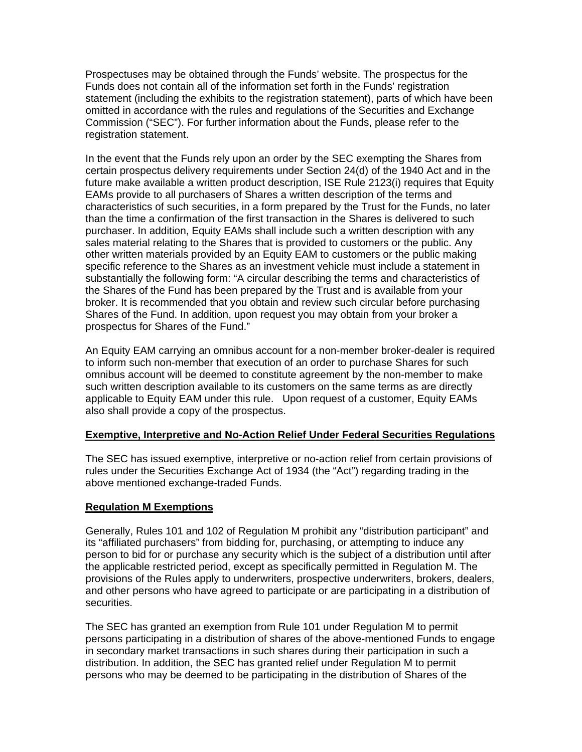Prospectuses may be obtained through the Funds' website. The prospectus for the Funds does not contain all of the information set forth in the Funds' registration statement (including the exhibits to the registration statement), parts of which have been omitted in accordance with the rules and regulations of the Securities and Exchange Commission ("SEC"). For further information about the Funds, please refer to the registration statement.

In the event that the Funds rely upon an order by the SEC exempting the Shares from certain prospectus delivery requirements under Section 24(d) of the 1940 Act and in the future make available a written product description, ISE Rule 2123(i) requires that Equity EAMs provide to all purchasers of Shares a written description of the terms and characteristics of such securities, in a form prepared by the Trust for the Funds, no later than the time a confirmation of the first transaction in the Shares is delivered to such purchaser. In addition, Equity EAMs shall include such a written description with any sales material relating to the Shares that is provided to customers or the public. Any other written materials provided by an Equity EAM to customers or the public making specific reference to the Shares as an investment vehicle must include a statement in substantially the following form: "A circular describing the terms and characteristics of the Shares of the Fund has been prepared by the Trust and is available from your broker. It is recommended that you obtain and review such circular before purchasing Shares of the Fund. In addition, upon request you may obtain from your broker a prospectus for Shares of the Fund."

An Equity EAM carrying an omnibus account for a non-member broker-dealer is required to inform such non-member that execution of an order to purchase Shares for such omnibus account will be deemed to constitute agreement by the non-member to make such written description available to its customers on the same terms as are directly applicable to Equity EAM under this rule. Upon request of a customer, Equity EAMs also shall provide a copy of the prospectus.

**Exemptive, Interpretive and No-Action Relief Under Federal Securities Regulations**

The SEC has issued exemptive, interpretive or no-action relief from certain provisions of rules under the Securities Exchange Act of 1934 (the "Act") regarding trading in the above mentioned exchange-traded Funds.

**Regulation M Exemptions**

Generally, Rules 101 and 102 of Regulation M prohibit any "distribution participant" and its "affiliated purchasers" from bidding for, purchasing, or attempting to induce any person to bid for or purchase any security which is the subject of a distribution until after the applicable restricted period, except as specifically permitted in Regulation M. The provisions of the Rules apply to underwriters, prospective underwriters, brokers, dealers, and other persons who have agreed to participate or are participating in a distribution of securities.

The SEC has granted an exemption from Rule 101 under Regulation M to permit persons participating in a distribution of shares of the above-mentioned Funds to engage in secondary market transactions in such shares during their participation in such a distribution. In addition, the SEC has granted relief under Regulation M to permit persons who may be deemed to be participating in the distribution of Shares of the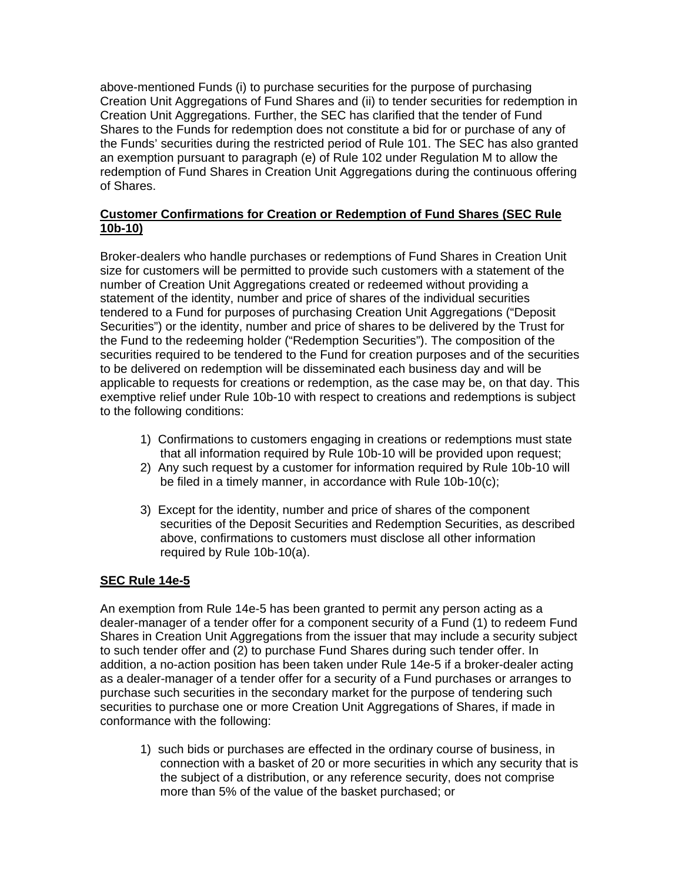above-mentioned Funds (i) to purchase securities for the purpose of purchasing Creation Unit Aggregations of Fund Shares and (ii) to tender securities for redemption in Creation Unit Aggregations. Further, the SEC has clarified that the tender of Fund Shares to the Funds for redemption does not constitute a bid for or purchase of any of the Funds' securities during the restricted period of Rule 101. The SEC has also granted an exemption pursuant to paragraph (e) of Rule 102 under Regulation M to allow the redemption of Fund Shares in Creation Unit Aggregations during the continuous offering of Shares.

**Customer Confirmations for Creation or Redemption of Fund Shares (SEC Rule 10b-10)**

Broker-dealers who handle purchases or redemptions of Fund Shares in Creation Unit size for customers will be permitted to provide such customers with a statement of the number of Creation Unit Aggregations created or redeemed without providing a statement of the identity, number and price of shares of the individual securities tendered to a Fund for purposes of purchasing Creation Unit Aggregations ("Deposit Securities") or the identity, number and price of shares to be delivered by the Trust for the Fund to the redeeming holder ("Redemption Securities"). The composition of the securities required to be tendered to the Fund for creation purposes and of the securities to be delivered on redemption will be disseminated each business day and will be applicable to requests for creations or redemption, as the case may be, on that day. This exemptive relief under Rule 10b-10 with respect to creations and redemptions is subject to the following conditions:

1) Confirmations to customers engaging in creations or redemptions must state that all information required by Rule 10b-10 will be provided upon request;
2) Any such request by a customer for information required by Rule 10b-10 will be filed in a timely manner, in accordance with Rule 10b-10(c);
3) Except for the identity, number and price of shares of the component securities of the Deposit Securities and Redemption Securities, as described above, confirmations to customers must disclose all other information required by Rule 10b-10(a).

**SEC Rule 14e-5**

An exemption from Rule 14e-5 has been granted to permit any person acting as a dealer-manager of a tender offer for a component security of a Fund (1) to redeem Fund Shares in Creation Unit Aggregations from the issuer that may include a security subject to such tender offer and (2) to purchase Fund Shares during such tender offer. In addition, a no-action position has been taken under Rule 14e-5 if a broker-dealer acting as a dealer-manager of a tender offer for a security of a Fund purchases or arranges to purchase such securities in the secondary market for the purpose of tendering such securities to purchase one or more Creation Unit Aggregations of Shares, if made in conformance with the following:

1) such bids or purchases are effected in the ordinary course of business, in connection with a basket of 20 or more securities in which any security that is the subject of a distribution, or any reference security, does not comprise more than 5% of the value of the basket purchased; or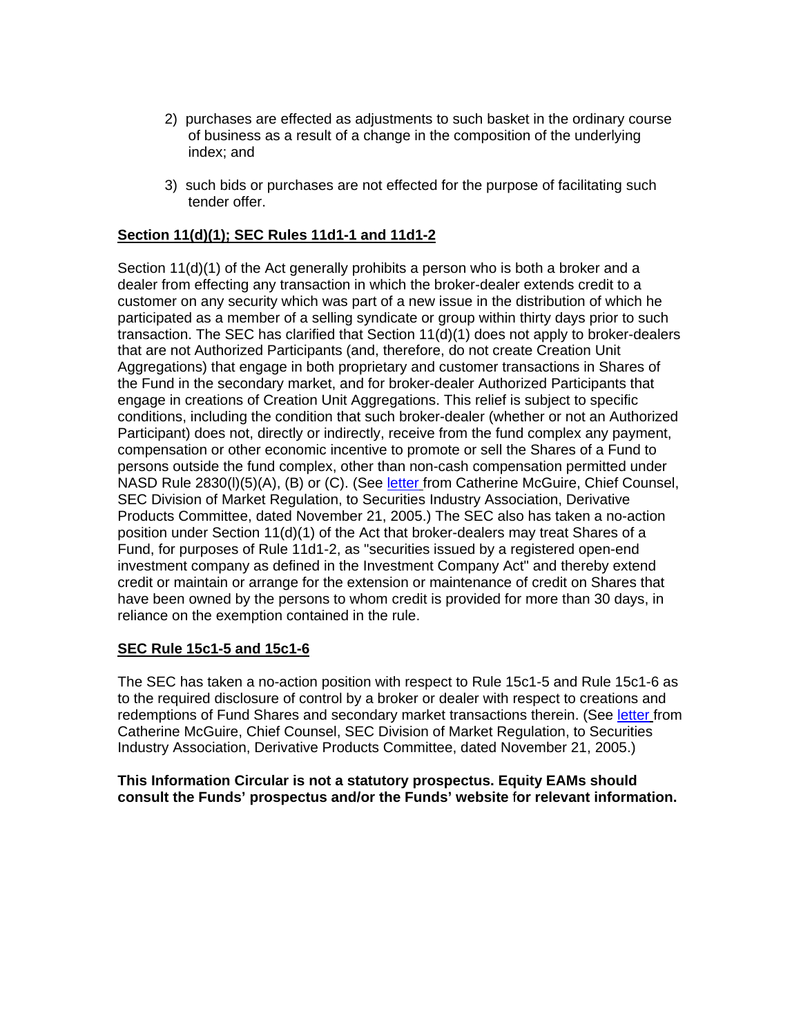2) purchases are effected as adjustments to such basket in the ordinary course of business as a result of a change in the composition of the underlying index; and

3) such bids or purchases are not effected for the purpose of facilitating such tender offer.

**Section 11(d)(1); SEC Rules 11d1-1 and 11d1-2**

Section 11(d)(1) of the Act generally prohibits a person who is both a broker and a dealer from effecting any transaction in which the broker-dealer extends credit to a customer on any security which was part of a new issue in the distribution of which he participated as a member of a selling syndicate or group within thirty days prior to such transaction. The SEC has clarified that Section 11(d)(1) does not apply to broker-dealers that are not Authorized Participants (and, therefore, do not create Creation Unit Aggregations) that engage in both proprietary and customer transactions in Shares of the Fund in the secondary market, and for broker-dealer Authorized Participants that engage in creations of Creation Unit Aggregations. This relief is subject to specific conditions, including the condition that such broker-dealer (whether or not an Authorized Participant) does not, directly or indirectly, receive from the fund complex any payment, compensation or other economic incentive to promote or sell the Shares of a Fund to persons outside the fund complex, other than non-cash compensation permitted under NASD Rule 2830(l)(5)(A), (B) or (C). (See letter from Catherine McGuire, Chief Counsel, SEC Division of Market Regulation, to Securities Industry Association, Derivative Products Committee, dated November 21, 2005.) The SEC also has taken a no-action position under Section 11(d)(1) of the Act that broker-dealers may treat Shares of a Fund, for purposes of Rule 11d1-2, as "securities issued by a registered open-end investment company as defined in the Investment Company Act" and thereby extend credit or maintain or arrange for the extension or maintenance of credit on Shares that have been owned by the persons to whom credit is provided for more than 30 days, in reliance on the exemption contained in the rule.

**SEC Rule 15c1-5 and 15c1-6**

The SEC has taken a no-action position with respect to Rule 15c1-5 and Rule 15c1-6 as to the required disclosure of control by a broker or dealer with respect to creations and redemptions of Fund Shares and secondary market transactions therein. (See letter from Catherine McGuire, Chief Counsel, SEC Division of Market Regulation, to Securities Industry Association, Derivative Products Committee, dated November 21, 2005.)

**This Information Circular is not a statutory prospectus. Equity EAMs should consult the Funds' prospectus and/or the Funds' website for relevant information.**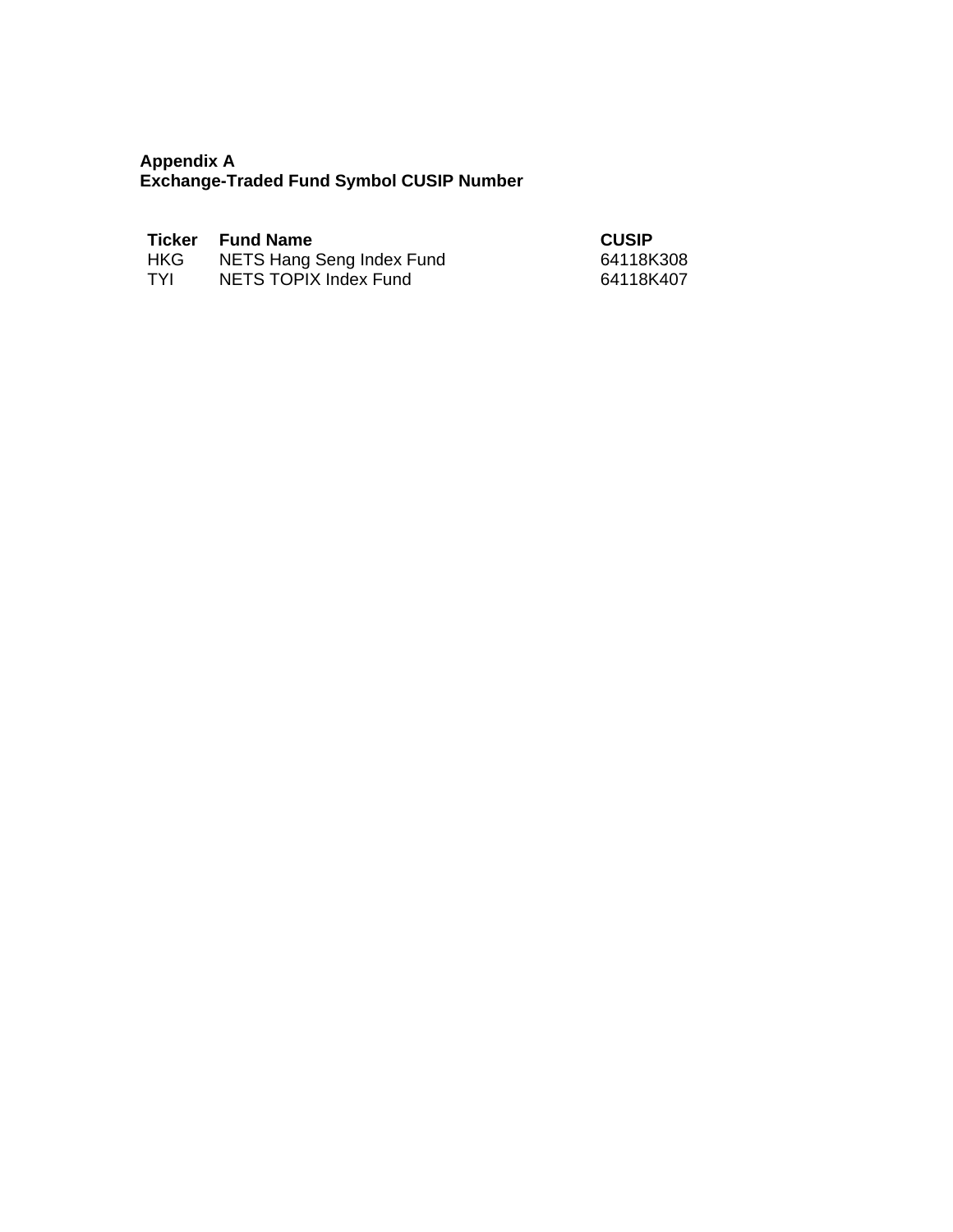**Appendix A**
**Exchange-Traded Fund Symbol CUSIP Number**

| Ticker | Fund Name | CUSIP |
|---|---|---|
| HKG | NETS Hang Seng Index Fund | 64118K308 |
| TYI | NETS TOPIX Index Fund | 64118K407 |